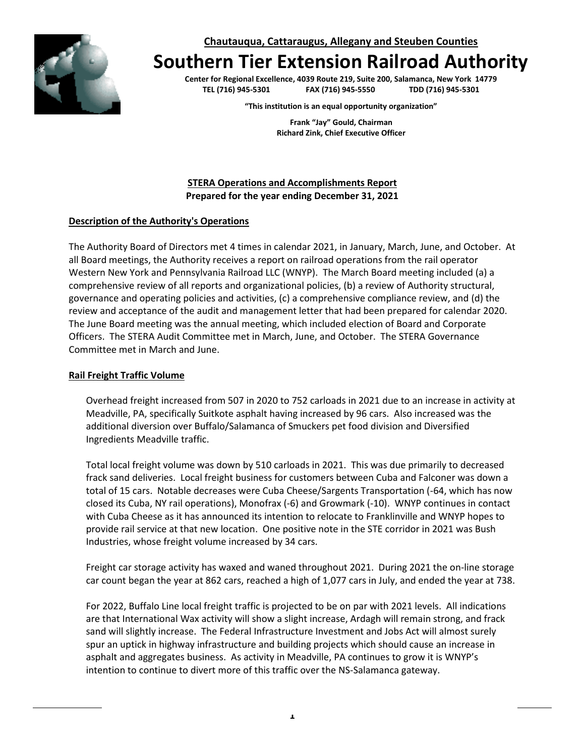**Chautauqua, Cattaraugus, Allegany and Steuben Counties**

# Southern Tier Extension Railroad Authority

**Center for Regional Excellence, 4039 Route 219, Suite 200, Salamanca, New York 14779**
**TEL (716) 945-5301 FAX (716) 945-5550 TDD (716) 945-5301**

**"This institution is an equal opportunity organization"**

**Frank "Jay" Gould, Chairman**
**Richard Zink, Chief Executive Officer**

## STERA Operations and Accomplishments Report
**Prepared for the year ending December 31, 2021**

### Description of the Authority's Operations

The Authority Board of Directors met 4 times in calendar 2021, in January, March, June, and October. At all Board meetings, the Authority receives a report on railroad operations from the rail operator Western New York and Pennsylvania Railroad LLC (WNYP). The March Board meeting included (a) a comprehensive review of all reports and organizational policies, (b) a review of Authority structural, governance and operating policies and activities, (c) a comprehensive compliance review, and (d) the review and acceptance of the audit and management letter that had been prepared for calendar 2020. The June Board meeting was the annual meeting, which included election of Board and Corporate Officers. The STERA Audit Committee met in March, June, and October. The STERA Governance Committee met in March and June.

### Rail Freight Traffic Volume

Overhead freight increased from 507 in 2020 to 752 carloads in 2021 due to an increase in activity at Meadville, PA, specifically Suitkote asphalt having increased by 96 cars. Also increased was the additional diversion over Buffalo/Salamanca of Smuckers pet food division and Diversified Ingredients Meadville traffic.

Total local freight volume was down by 510 carloads in 2021. This was due primarily to decreased frack sand deliveries. Local freight business for customers between Cuba and Falconer was down a total of 15 cars. Notable decreases were Cuba Cheese/Sargents Transportation (-64, which has now closed its Cuba, NY rail operations), Monofrax (-6) and Growmark (-10). WNYP continues in contact with Cuba Cheese as it has announced its intention to relocate to Franklinville and WNYP hopes to provide rail service at that new location. One positive note in the STE corridor in 2021 was Bush Industries, whose freight volume increased by 34 cars.

Freight car storage activity has waxed and waned throughout 2021. During 2021 the on-line storage car count began the year at 862 cars, reached a high of 1,077 cars in July, and ended the year at 738.

For 2022, Buffalo Line local freight traffic is projected to be on par with 2021 levels. All indications are that International Wax activity will show a slight increase, Ardagh will remain strong, and frack sand will slightly increase. The Federal Infrastructure Investment and Jobs Act will almost surely spur an uptick in highway infrastructure and building projects which should cause an increase in asphalt and aggregates business. As activity in Meadville, PA continues to grow it is WNYP's intention to continue to divert more of this traffic over the NS-Salamanca gateway.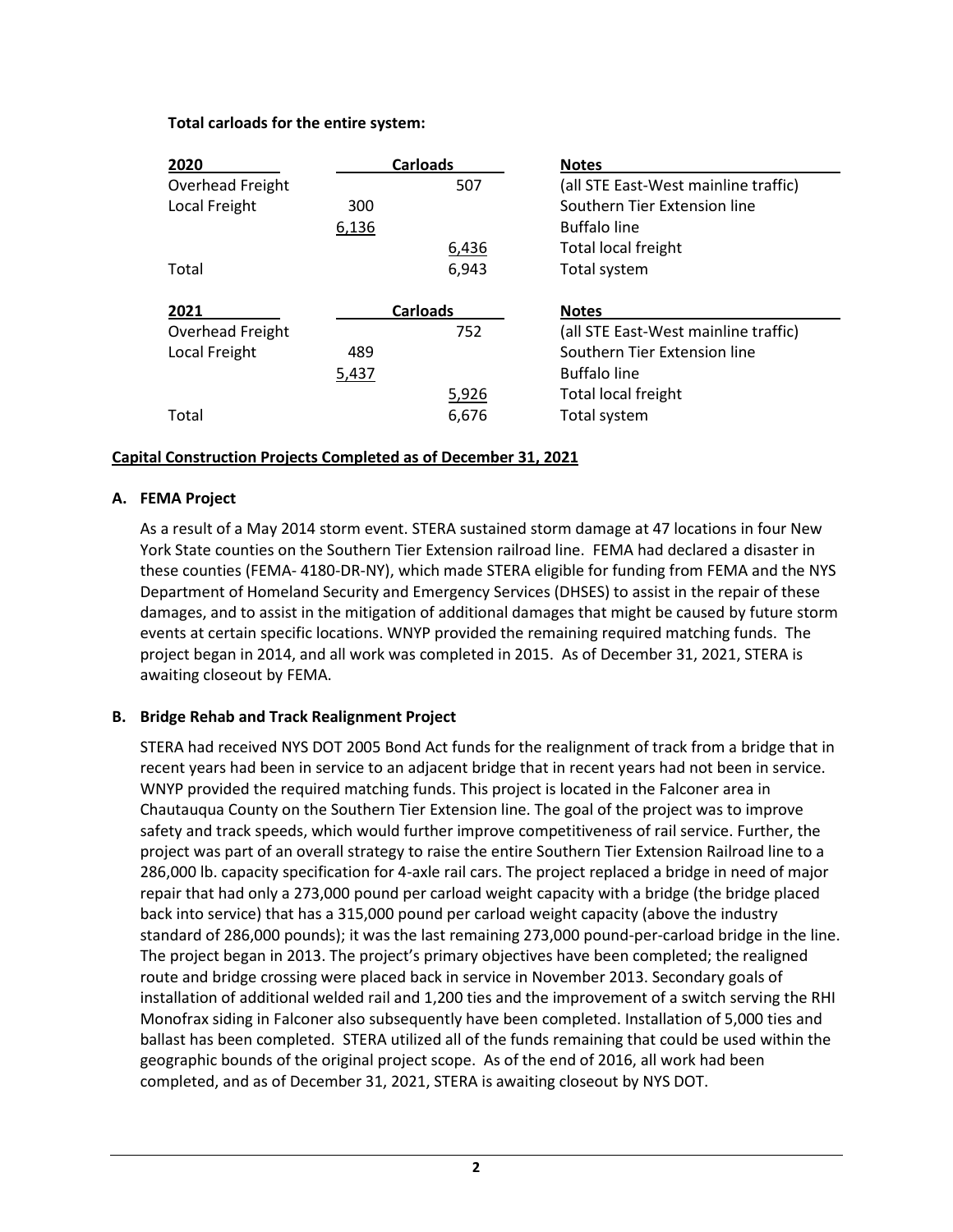**Total carloads for the entire system:**

| 2020 | Carloads | | Notes |
|---|---|---|---|
| Overhead Freight | | 507 | (all STE East-West mainline traffic) |
| Local Freight | 300 | | Southern Tier Extension line |
| | 6,136 | | Buffalo line |
| | | 6,436 | Total local freight |
| Total | | 6,943 | Total system |

| 2021 | Carloads | | Notes |
|---|---|---|---|
| Overhead Freight | | 752 | (all STE East-West mainline traffic) |
| Local Freight | 489 | | Southern Tier Extension line |
| | 5,437 | | Buffalo line |
| | | 5,926 | Total local freight |
| Total | | 6,676 | Total system |

**Capital Construction Projects Completed as of December 31, 2021**

**A. FEMA Project**

As a result of a May 2014 storm event. STERA sustained storm damage at 47 locations in four New York State counties on the Southern Tier Extension railroad line. FEMA had declared a disaster in these counties (FEMA- 4180-DR-NY), which made STERA eligible for funding from FEMA and the NYS Department of Homeland Security and Emergency Services (DHSES) to assist in the repair of these damages, and to assist in the mitigation of additional damages that might be caused by future storm events at certain specific locations. WNYP provided the remaining required matching funds. The project began in 2014, and all work was completed in 2015. As of December 31, 2021, STERA is awaiting closeout by FEMA.

**B. Bridge Rehab and Track Realignment Project**

STERA had received NYS DOT 2005 Bond Act funds for the realignment of track from a bridge that in recent years had been in service to an adjacent bridge that in recent years had not been in service. WNYP provided the required matching funds. This project is located in the Falconer area in Chautauqua County on the Southern Tier Extension line. The goal of the project was to improve safety and track speeds, which would further improve competitiveness of rail service. Further, the project was part of an overall strategy to raise the entire Southern Tier Extension Railroad line to a 286,000 lb. capacity specification for 4-axle rail cars. The project replaced a bridge in need of major repair that had only a 273,000 pound per carload weight capacity with a bridge (the bridge placed back into service) that has a 315,000 pound per carload weight capacity (above the industry standard of 286,000 pounds); it was the last remaining 273,000 pound-per-carload bridge in the line. The project began in 2013. The project's primary objectives have been completed; the realigned route and bridge crossing were placed back in service in November 2013. Secondary goals of installation of additional welded rail and 1,200 ties and the improvement of a switch serving the RHI Monofrax siding in Falconer also subsequently have been completed. Installation of 5,000 ties and ballast has been completed. STERA utilized all of the funds remaining that could be used within the geographic bounds of the original project scope. As of the end of 2016, all work had been completed, and as of December 31, 2021, STERA is awaiting closeout by NYS DOT.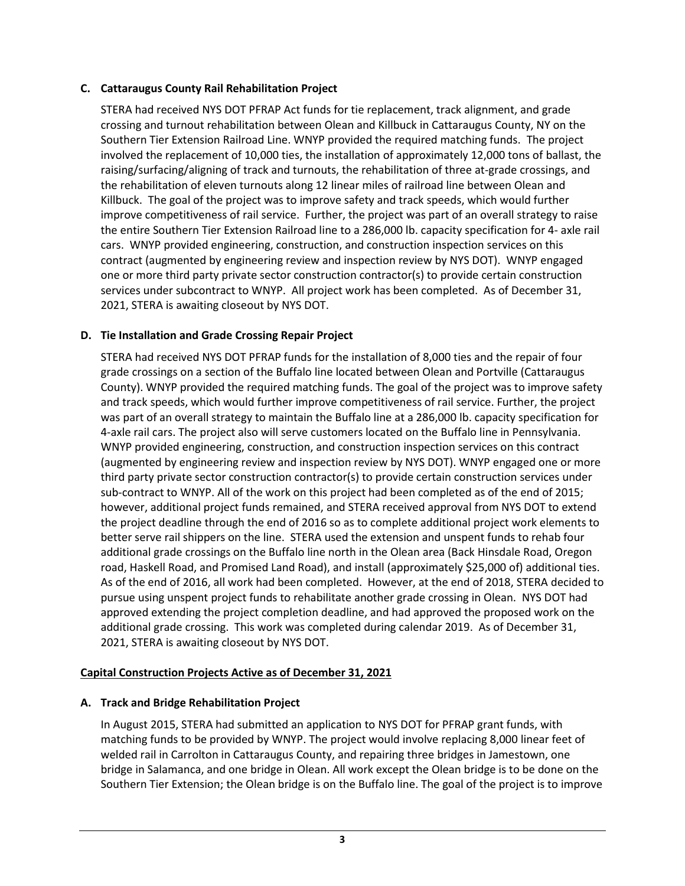### C. Cattaraugus County Rail Rehabilitation Project

STERA had received NYS DOT PFRAP Act funds for tie replacement, track alignment, and grade crossing and turnout rehabilitation between Olean and Killbuck in Cattaraugus County, NY on the Southern Tier Extension Railroad Line. WNYP provided the required matching funds. The project involved the replacement of 10,000 ties, the installation of approximately 12,000 tons of ballast, the raising/surfacing/aligning of track and turnouts, the rehabilitation of three at-grade crossings, and the rehabilitation of eleven turnouts along 12 linear miles of railroad line between Olean and Killbuck. The goal of the project was to improve safety and track speeds, which would further improve competitiveness of rail service. Further, the project was part of an overall strategy to raise the entire Southern Tier Extension Railroad line to a 286,000 lb. capacity specification for 4- axle rail cars. WNYP provided engineering, construction, and construction inspection services on this contract (augmented by engineering review and inspection review by NYS DOT). WNYP engaged one or more third party private sector construction contractor(s) to provide certain construction services under subcontract to WNYP. All project work has been completed. As of December 31, 2021, STERA is awaiting closeout by NYS DOT.

### D. Tie Installation and Grade Crossing Repair Project

STERA had received NYS DOT PFRAP funds for the installation of 8,000 ties and the repair of four grade crossings on a section of the Buffalo line located between Olean and Portville (Cattaraugus County). WNYP provided the required matching funds. The goal of the project was to improve safety and track speeds, which would further improve competitiveness of rail service. Further, the project was part of an overall strategy to maintain the Buffalo line at a 286,000 lb. capacity specification for 4-axle rail cars. The project also will serve customers located on the Buffalo line in Pennsylvania. WNYP provided engineering, construction, and construction inspection services on this contract (augmented by engineering review and inspection review by NYS DOT). WNYP engaged one or more third party private sector construction contractor(s) to provide certain construction services under sub-contract to WNYP. All of the work on this project had been completed as of the end of 2015; however, additional project funds remained, and STERA received approval from NYS DOT to extend the project deadline through the end of 2016 so as to complete additional project work elements to better serve rail shippers on the line. STERA used the extension and unspent funds to rehab four additional grade crossings on the Buffalo line north in the Olean area (Back Hinsdale Road, Oregon road, Haskell Road, and Promised Land Road), and install (approximately $25,000 of) additional ties. As of the end of 2016, all work had been completed. However, at the end of 2018, STERA decided to pursue using unspent project funds to rehabilitate another grade crossing in Olean. NYS DOT had approved extending the project completion deadline, and had approved the proposed work on the additional grade crossing. This work was completed during calendar 2019. As of December 31, 2021, STERA is awaiting closeout by NYS DOT.

## Capital Construction Projects Active as of December 31, 2021

### A. Track and Bridge Rehabilitation Project

In August 2015, STERA had submitted an application to NYS DOT for PFRAP grant funds, with matching funds to be provided by WNYP. The project would involve replacing 8,000 linear feet of welded rail in Carrolton in Cattaraugus County, and repairing three bridges in Jamestown, one bridge in Salamanca, and one bridge in Olean. All work except the Olean bridge is to be done on the Southern Tier Extension; the Olean bridge is on the Buffalo line. The goal of the project is to improve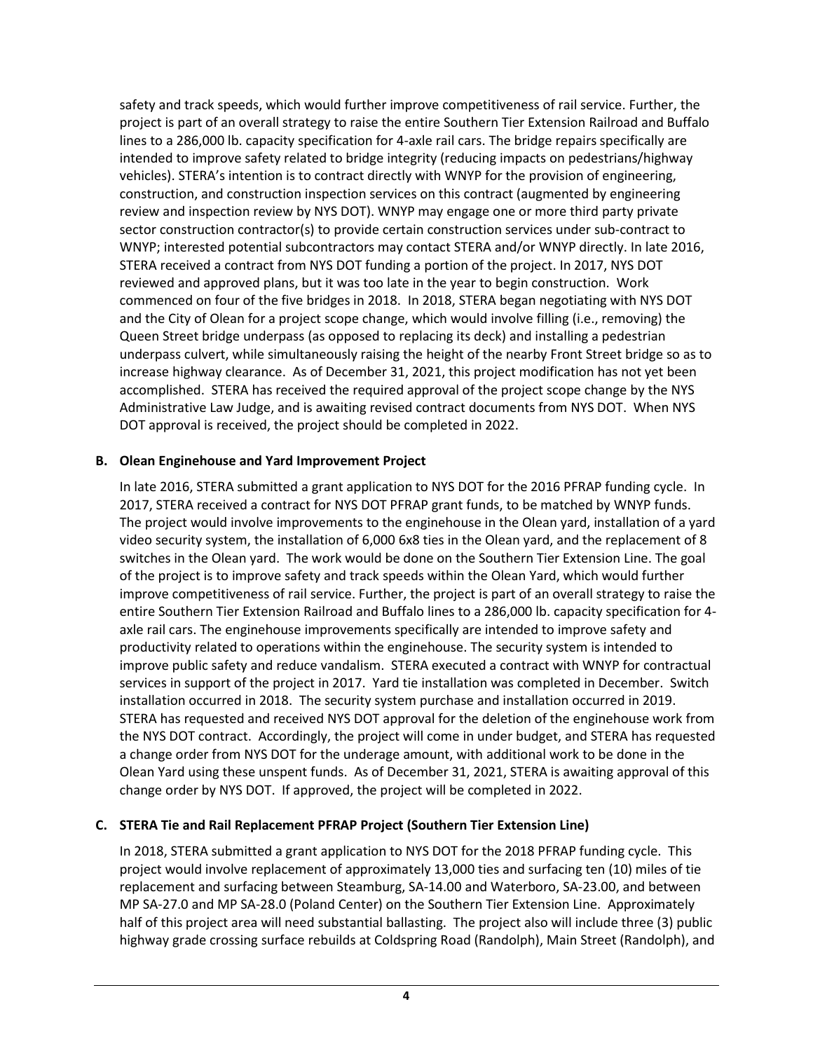safety and track speeds, which would further improve competitiveness of rail service. Further, the project is part of an overall strategy to raise the entire Southern Tier Extension Railroad and Buffalo lines to a 286,000 lb. capacity specification for 4-axle rail cars. The bridge repairs specifically are intended to improve safety related to bridge integrity (reducing impacts on pedestrians/highway vehicles). STERA's intention is to contract directly with WNYP for the provision of engineering, construction, and construction inspection services on this contract (augmented by engineering review and inspection review by NYS DOT). WNYP may engage one or more third party private sector construction contractor(s) to provide certain construction services under sub-contract to WNYP; interested potential subcontractors may contact STERA and/or WNYP directly. In late 2016, STERA received a contract from NYS DOT funding a portion of the project. In 2017, NYS DOT reviewed and approved plans, but it was too late in the year to begin construction. Work commenced on four of the five bridges in 2018. In 2018, STERA began negotiating with NYS DOT and the City of Olean for a project scope change, which would involve filling (i.e., removing) the Queen Street bridge underpass (as opposed to replacing its deck) and installing a pedestrian underpass culvert, while simultaneously raising the height of the nearby Front Street bridge so as to increase highway clearance. As of December 31, 2021, this project modification has not yet been accomplished. STERA has received the required approval of the project scope change by the NYS Administrative Law Judge, and is awaiting revised contract documents from NYS DOT. When NYS DOT approval is received, the project should be completed in 2022.

**B. Olean Enginehouse and Yard Improvement Project**

In late 2016, STERA submitted a grant application to NYS DOT for the 2016 PFRAP funding cycle. In 2017, STERA received a contract for NYS DOT PFRAP grant funds, to be matched by WNYP funds. The project would involve improvements to the enginehouse in the Olean yard, installation of a yard video security system, the installation of 6,000 6x8 ties in the Olean yard, and the replacement of 8 switches in the Olean yard. The work would be done on the Southern Tier Extension Line. The goal of the project is to improve safety and track speeds within the Olean Yard, which would further improve competitiveness of rail service. Further, the project is part of an overall strategy to raise the entire Southern Tier Extension Railroad and Buffalo lines to a 286,000 lb. capacity specification for 4-axle rail cars. The enginehouse improvements specifically are intended to improve safety and productivity related to operations within the enginehouse. The security system is intended to improve public safety and reduce vandalism. STERA executed a contract with WNYP for contractual services in support of the project in 2017. Yard tie installation was completed in December. Switch installation occurred in 2018. The security system purchase and installation occurred in 2019. STERA has requested and received NYS DOT approval for the deletion of the enginehouse work from the NYS DOT contract. Accordingly, the project will come in under budget, and STERA has requested a change order from NYS DOT for the underage amount, with additional work to be done in the Olean Yard using these unspent funds. As of December 31, 2021, STERA is awaiting approval of this change order by NYS DOT. If approved, the project will be completed in 2022.

**C. STERA Tie and Rail Replacement PFRAP Project (Southern Tier Extension Line)**

In 2018, STERA submitted a grant application to NYS DOT for the 2018 PFRAP funding cycle. This project would involve replacement of approximately 13,000 ties and surfacing ten (10) miles of tie replacement and surfacing between Steamburg, SA-14.00 and Waterboro, SA-23.00, and between MP SA-27.0 and MP SA-28.0 (Poland Center) on the Southern Tier Extension Line. Approximately half of this project area will need substantial ballasting. The project also will include three (3) public highway grade crossing surface rebuilds at Coldspring Road (Randolph), Main Street (Randolph), and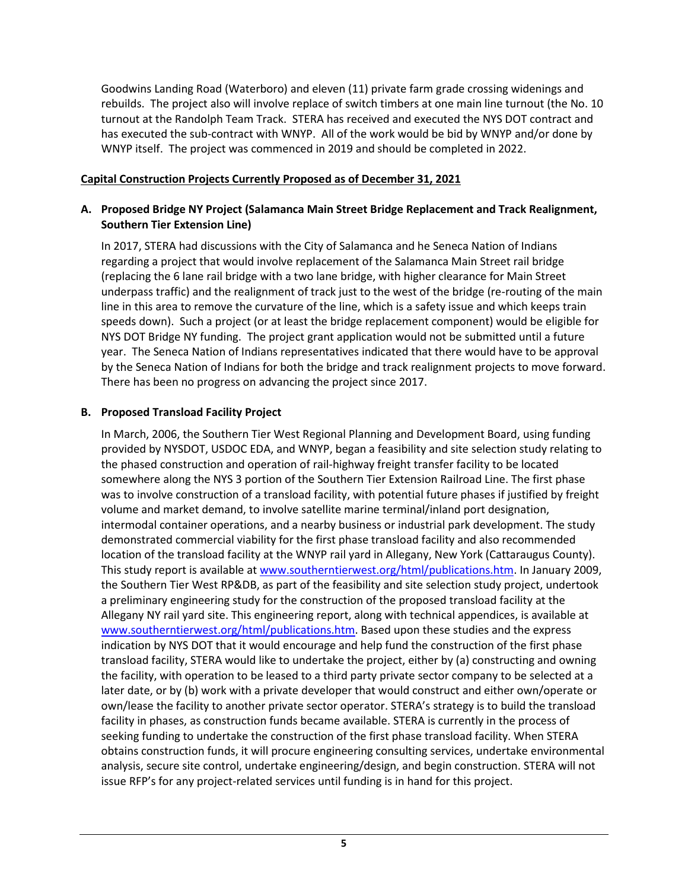Goodwins Landing Road (Waterboro) and eleven (11) private farm grade crossing widenings and rebuilds. The project also will involve replace of switch timbers at one main line turnout (the No. 10 turnout at the Randolph Team Track. STERA has received and executed the NYS DOT contract and has executed the sub-contract with WNYP. All of the work would be bid by WNYP and/or done by WNYP itself. The project was commenced in 2019 and should be completed in 2022.

**Capital Construction Projects Currently Proposed as of December 31, 2021**

**A. Proposed Bridge NY Project (Salamanca Main Street Bridge Replacement and Track Realignment, Southern Tier Extension Line)**

In 2017, STERA had discussions with the City of Salamanca and he Seneca Nation of Indians regarding a project that would involve replacement of the Salamanca Main Street rail bridge (replacing the 6 lane rail bridge with a two lane bridge, with higher clearance for Main Street underpass traffic) and the realignment of track just to the west of the bridge (re-routing of the main line in this area to remove the curvature of the line, which is a safety issue and which keeps train speeds down). Such a project (or at least the bridge replacement component) would be eligible for NYS DOT Bridge NY funding. The project grant application would not be submitted until a future year. The Seneca Nation of Indians representatives indicated that there would have to be approval by the Seneca Nation of Indians for both the bridge and track realignment projects to move forward. There has been no progress on advancing the project since 2017.

**B. Proposed Transload Facility Project**

In March, 2006, the Southern Tier West Regional Planning and Development Board, using funding provided by NYSDOT, USDOC EDA, and WNYP, began a feasibility and site selection study relating to the phased construction and operation of rail-highway freight transfer facility to be located somewhere along the NYS 3 portion of the Southern Tier Extension Railroad Line. The first phase was to involve construction of a transload facility, with potential future phases if justified by freight volume and market demand, to involve satellite marine terminal/inland port designation, intermodal container operations, and a nearby business or industrial park development. The study demonstrated commercial viability for the first phase transload facility and also recommended location of the transload facility at the WNYP rail yard in Allegany, New York (Cattaraugus County). This study report is available at www.southerntierwest.org/html/publications.htm. In January 2009, the Southern Tier West RP&DB, as part of the feasibility and site selection study project, undertook a preliminary engineering study for the construction of the proposed transload facility at the Allegany NY rail yard site. This engineering report, along with technical appendices, is available at www.southerntierwest.org/html/publications.htm. Based upon these studies and the express indication by NYS DOT that it would encourage and help fund the construction of the first phase transload facility, STERA would like to undertake the project, either by (a) constructing and owning the facility, with operation to be leased to a third party private sector company to be selected at a later date, or by (b) work with a private developer that would construct and either own/operate or own/lease the facility to another private sector operator. STERA's strategy is to build the transload facility in phases, as construction funds became available. STERA is currently in the process of seeking funding to undertake the construction of the first phase transload facility. When STERA obtains construction funds, it will procure engineering consulting services, undertake environmental analysis, secure site control, undertake engineering/design, and begin construction. STERA will not issue RFP's for any project-related services until funding is in hand for this project.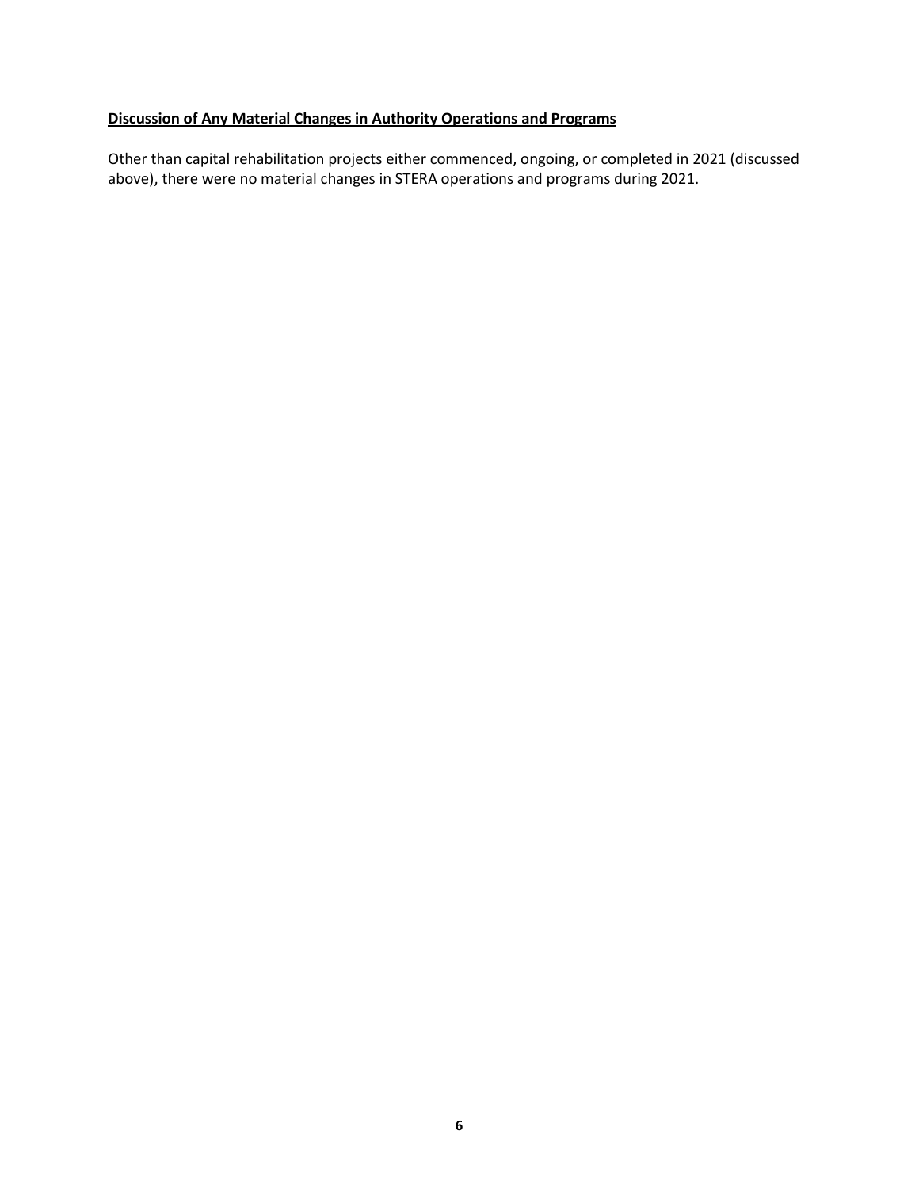**Discussion of Any Material Changes in Authority Operations and Programs**

Other than capital rehabilitation projects either commenced, ongoing, or completed in 2021 (discussed above), there were no material changes in STERA operations and programs during 2021.